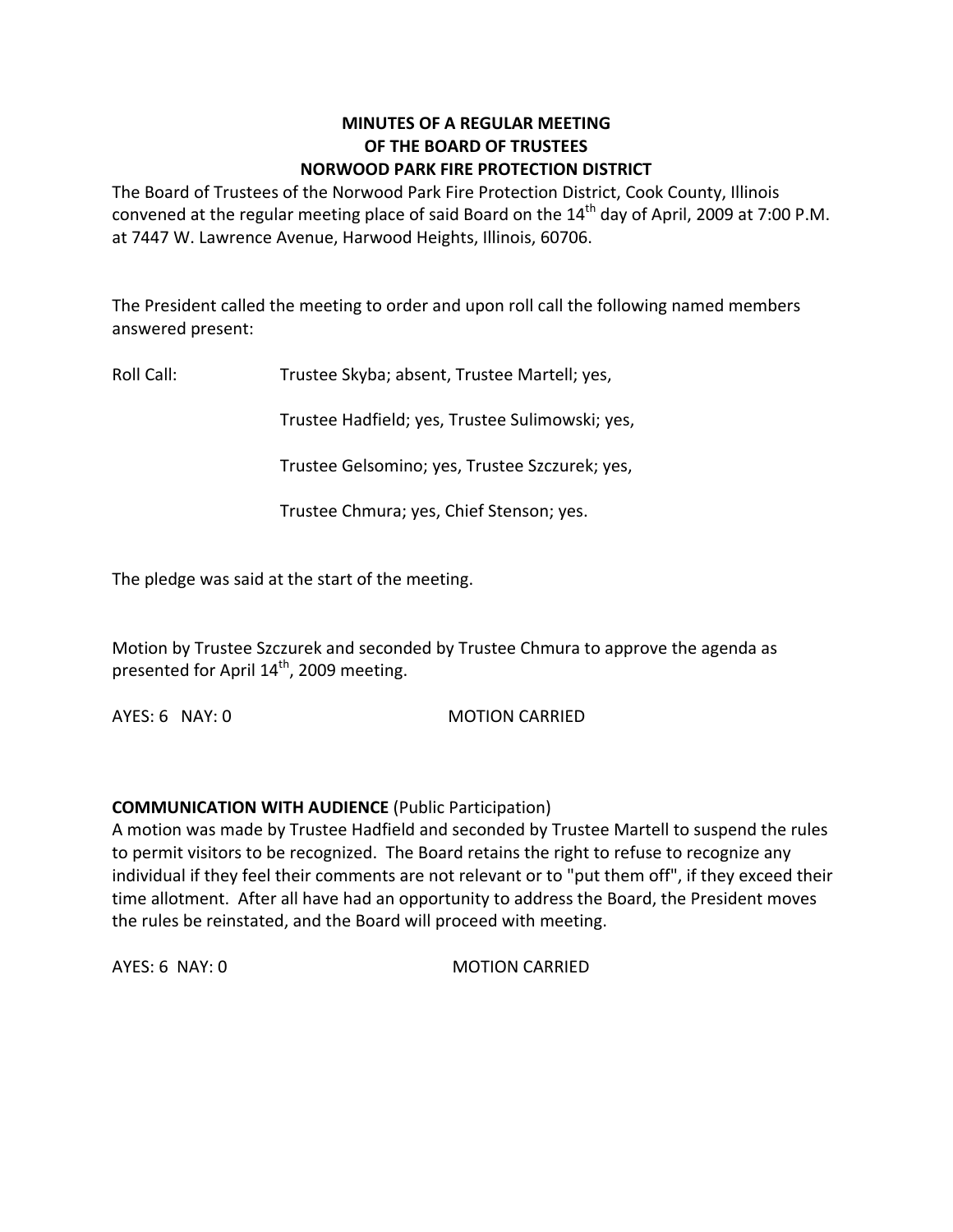**MINUTES OF A REGULAR MEETING**
**OF THE BOARD OF TRUSTEES**
**NORWOOD PARK FIRE PROTECTION DISTRICT**

The Board of Trustees of the Norwood Park Fire Protection District, Cook County, Illinois convened at the regular meeting place of said Board on the 14th day of April, 2009 at 7:00 P.M. at 7447 W. Lawrence Avenue, Harwood Heights, Illinois, 60706.

The President called the meeting to order and upon roll call the following named members answered present:

Roll Call: Trustee Skyba; absent, Trustee Martell; yes,

Trustee Hadfield; yes, Trustee Sulimowski; yes,

Trustee Gelsomino; yes, Trustee Szczurek; yes,

Trustee Chmura; yes, Chief Stenson; yes.

The pledge was said at the start of the meeting.

Motion by Trustee Szczurek and seconded by Trustee Chmura to approve the agenda as presented for April 14th, 2009 meeting.

AYES: 6 NAY: 0 MOTION CARRIED

**COMMUNICATION WITH AUDIENCE** (Public Participation)
A motion was made by Trustee Hadfield and seconded by Trustee Martell to suspend the rules to permit visitors to be recognized. The Board retains the right to refuse to recognize any individual if they feel their comments are not relevant or to "put them off", if they exceed their time allotment. After all have had an opportunity to address the Board, the President moves the rules be reinstated, and the Board will proceed with meeting.

AYES: 6 NAY: 0 MOTION CARRIED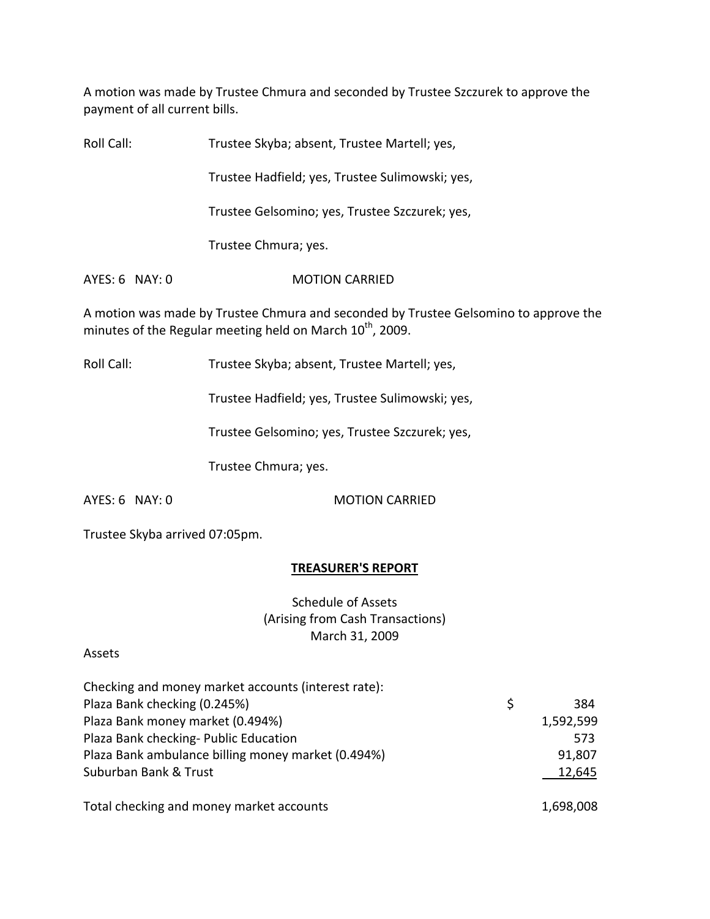A motion was made by Trustee Chmura and seconded by Trustee Szczurek to approve the payment of all current bills.

Roll Call: Trustee Skyba; absent, Trustee Martell; yes,

Trustee Hadfield; yes, Trustee Sulimowski; yes,

Trustee Gelsomino; yes, Trustee Szczurek; yes,

Trustee Chmura; yes.

AYES: 6 NAY: 0 MOTION CARRIED

A motion was made by Trustee Chmura and seconded by Trustee Gelsomino to approve the minutes of the Regular meeting held on March 10th, 2009.

Roll Call: Trustee Skyba; absent, Trustee Martell; yes,

Trustee Hadfield; yes, Trustee Sulimowski; yes,

Trustee Gelsomino; yes, Trustee Szczurek; yes,

Trustee Chmura; yes.

AYES: 6 NAY: 0 MOTION CARRIED

Trustee Skyba arrived 07:05pm.

## TREASURER'S REPORT

Schedule of Assets
(Arising from Cash Transactions)
March 31, 2009

Assets

| Checking and money market accounts (interest rate): | | |
|---|---|---|
| Plaza Bank checking (0.245%) | $ | 384 |
| Plaza Bank money market (0.494%) | | 1,592,599 |
| Plaza Bank checking- Public Education | | 573 |
| Plaza Bank ambulance billing money market (0.494%) | | 91,807 |
| Suburban Bank & Trust | | 12,645 |
| Total checking and money market accounts | | 1,698,008 |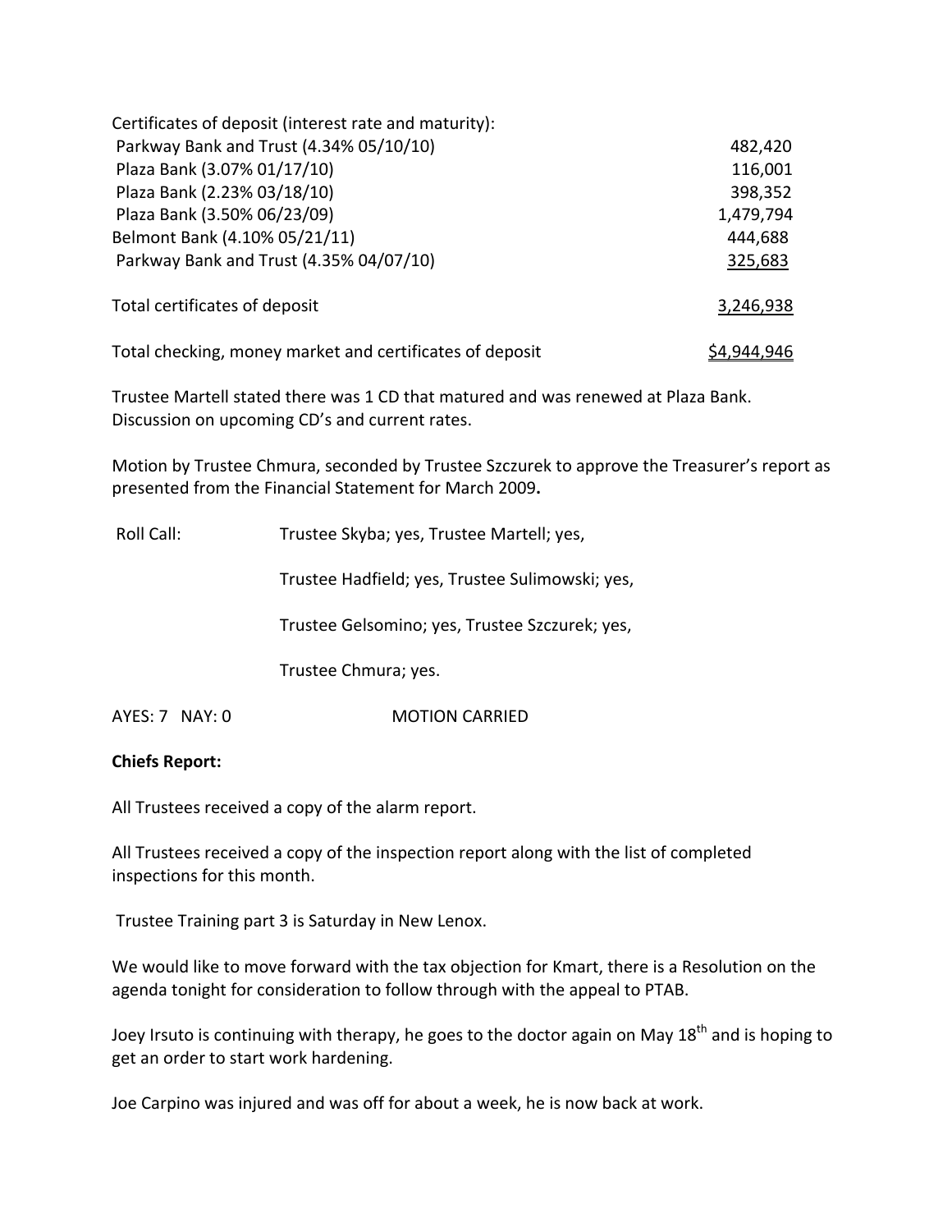| Certificates of deposit (interest rate and maturity): | |
|---|---|
| Parkway Bank and Trust (4.34% 05/10/10) | 482,420 |
| Plaza Bank (3.07% 01/17/10) | 116,001 |
| Plaza Bank (2.23% 03/18/10) | 398,352 |
| Plaza Bank (3.50% 06/23/09) | 1,479,794 |
| Belmont Bank (4.10% 05/21/11) | 444,688 |
| Parkway Bank and Trust (4.35% 04/07/10) | 325,683 |
| Total certificates of deposit | 3,246,938 |
| Total checking, money market and certificates of deposit | $4,944,946 |

Trustee Martell stated there was 1 CD that matured and was renewed at Plaza Bank. Discussion on upcoming CD's and current rates.

Motion by Trustee Chmura, seconded by Trustee Szczurek to approve the Treasurer's report as presented from the Financial Statement for March 2009**.**

Roll Call: Trustee Skyba; yes, Trustee Martell; yes,

Trustee Hadfield; yes, Trustee Sulimowski; yes,

Trustee Gelsomino; yes, Trustee Szczurek; yes,

Trustee Chmura; yes.

AYES: 7 NAY: 0 MOTION CARRIED

**Chiefs Report:**

All Trustees received a copy of the alarm report.

All Trustees received a copy of the inspection report along with the list of completed inspections for this month.

Trustee Training part 3 is Saturday in New Lenox.

We would like to move forward with the tax objection for Kmart, there is a Resolution on the agenda tonight for consideration to follow through with the appeal to PTAB.

Joey Irsuto is continuing with therapy, he goes to the doctor again on May 18th and is hoping to get an order to start work hardening.

Joe Carpino was injured and was off for about a week, he is now back at work.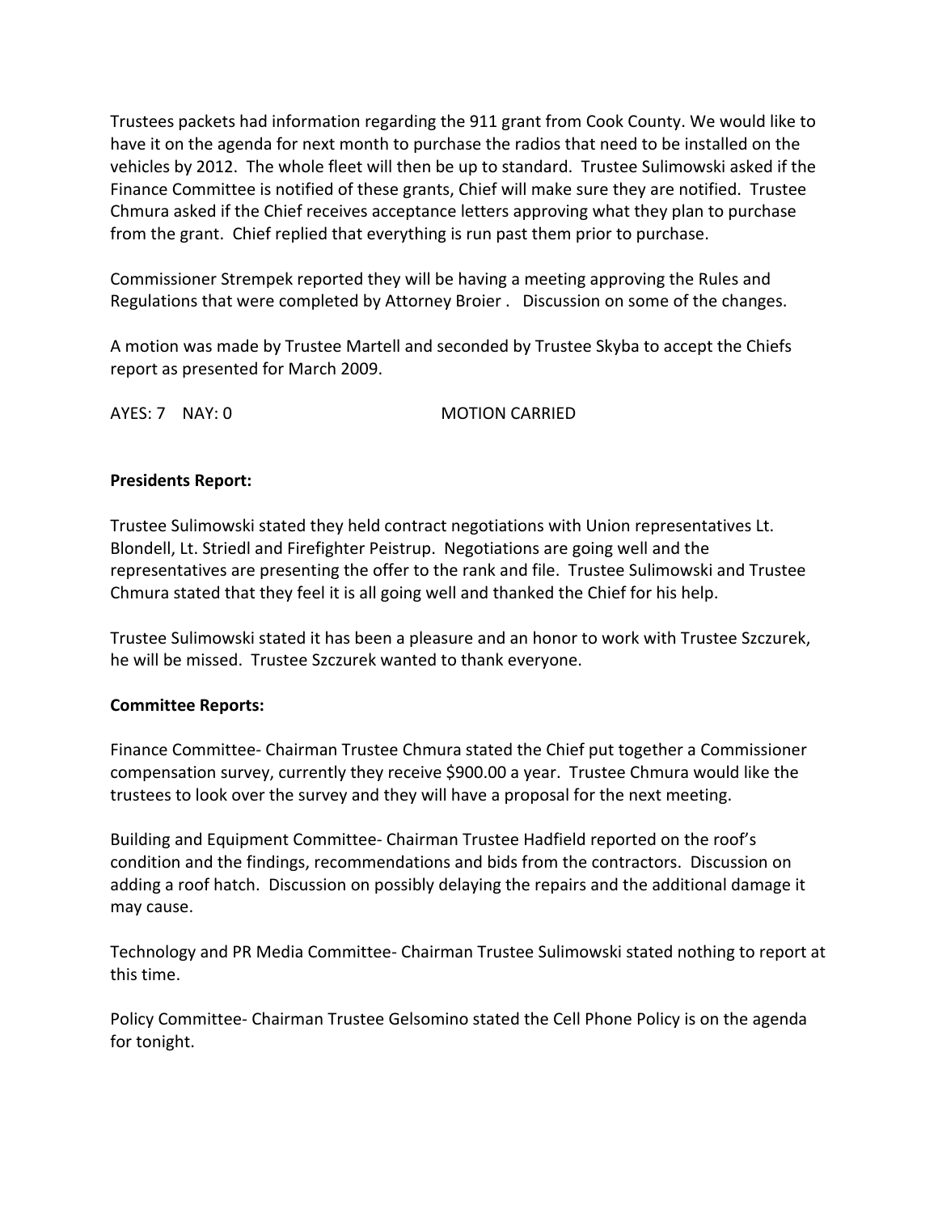Trustees packets had information regarding the 911 grant from Cook County. We would like to have it on the agenda for next month to purchase the radios that need to be installed on the vehicles by 2012. The whole fleet will then be up to standard. Trustee Sulimowski asked if the Finance Committee is notified of these grants, Chief will make sure they are notified. Trustee Chmura asked if the Chief receives acceptance letters approving what they plan to purchase from the grant. Chief replied that everything is run past them prior to purchase.

Commissioner Strempek reported they will be having a meeting approving the Rules and Regulations that were completed by Attorney Broier . Discussion on some of the changes.

A motion was made by Trustee Martell and seconded by Trustee Skyba to accept the Chiefs report as presented for March 2009.

AYES: 7 NAY: 0 MOTION CARRIED

**Presidents Report:**

Trustee Sulimowski stated they held contract negotiations with Union representatives Lt. Blondell, Lt. Striedl and Firefighter Peistrup. Negotiations are going well and the representatives are presenting the offer to the rank and file. Trustee Sulimowski and Trustee Chmura stated that they feel it is all going well and thanked the Chief for his help.

Trustee Sulimowski stated it has been a pleasure and an honor to work with Trustee Szczurek, he will be missed. Trustee Szczurek wanted to thank everyone.

**Committee Reports:**

Finance Committee- Chairman Trustee Chmura stated the Chief put together a Commissioner compensation survey, currently they receive $900.00 a year. Trustee Chmura would like the trustees to look over the survey and they will have a proposal for the next meeting.

Building and Equipment Committee- Chairman Trustee Hadfield reported on the roof's condition and the findings, recommendations and bids from the contractors. Discussion on adding a roof hatch. Discussion on possibly delaying the repairs and the additional damage it may cause.

Technology and PR Media Committee- Chairman Trustee Sulimowski stated nothing to report at this time.

Policy Committee- Chairman Trustee Gelsomino stated the Cell Phone Policy is on the agenda for tonight.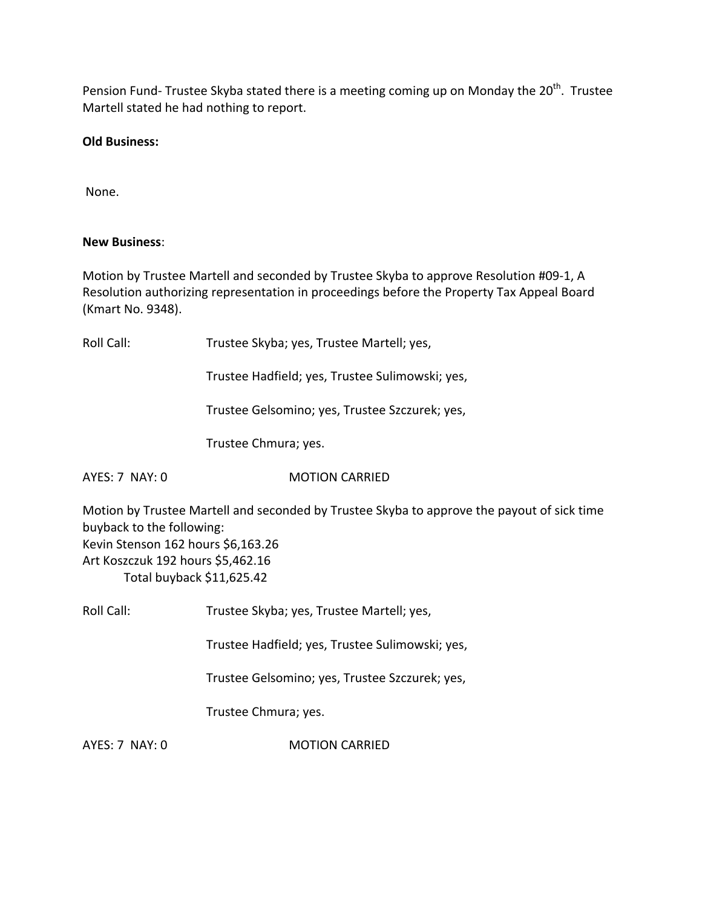Pension Fund- Trustee Skyba stated there is a meeting coming up on Monday the 20th. Trustee Martell stated he had nothing to report.

**Old Business:**

None.

**New Business**:

Motion by Trustee Martell and seconded by Trustee Skyba to approve Resolution #09-1, A Resolution authorizing representation in proceedings before the Property Tax Appeal Board (Kmart No. 9348).

Roll Call: Trustee Skyba; yes, Trustee Martell; yes,

Trustee Hadfield; yes, Trustee Sulimowski; yes,

Trustee Gelsomino; yes, Trustee Szczurek; yes,

Trustee Chmura; yes.

AYES: 7 NAY: 0 MOTION CARRIED

Motion by Trustee Martell and seconded by Trustee Skyba to approve the payout of sick time buyback to the following:
Kevin Stenson 162 hours $6,163.26
Art Koszczuk 192 hours $5,462.16
Total buyback $11,625.42

Roll Call: Trustee Skyba; yes, Trustee Martell; yes,

Trustee Hadfield; yes, Trustee Sulimowski; yes,

Trustee Gelsomino; yes, Trustee Szczurek; yes,

Trustee Chmura; yes.

AYES: 7 NAY: 0 MOTION CARRIED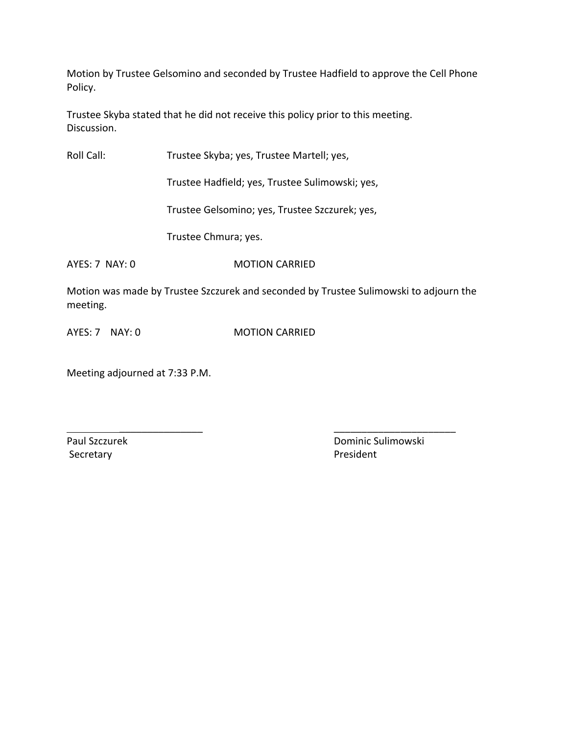Motion by Trustee Gelsomino and seconded by Trustee Hadfield to approve the Cell Phone Policy.

Trustee Skyba stated that he did not receive this policy prior to this meeting.
Discussion.

Roll Call: Trustee Skyba; yes, Trustee Martell; yes,

Trustee Hadfield; yes, Trustee Sulimowski; yes,

Trustee Gelsomino; yes, Trustee Szczurek; yes,

Trustee Chmura; yes.

AYES: 7 NAY: 0 MOTION CARRIED

Motion was made by Trustee Szczurek and seconded by Trustee Sulimowski to adjourn the meeting.

AYES: 7 NAY: 0 MOTION CARRIED

Meeting adjourned at 7:33 P.M.

_________________________ _______________________

Paul Szczurek
Secretary

Dominic Sulimowski
President